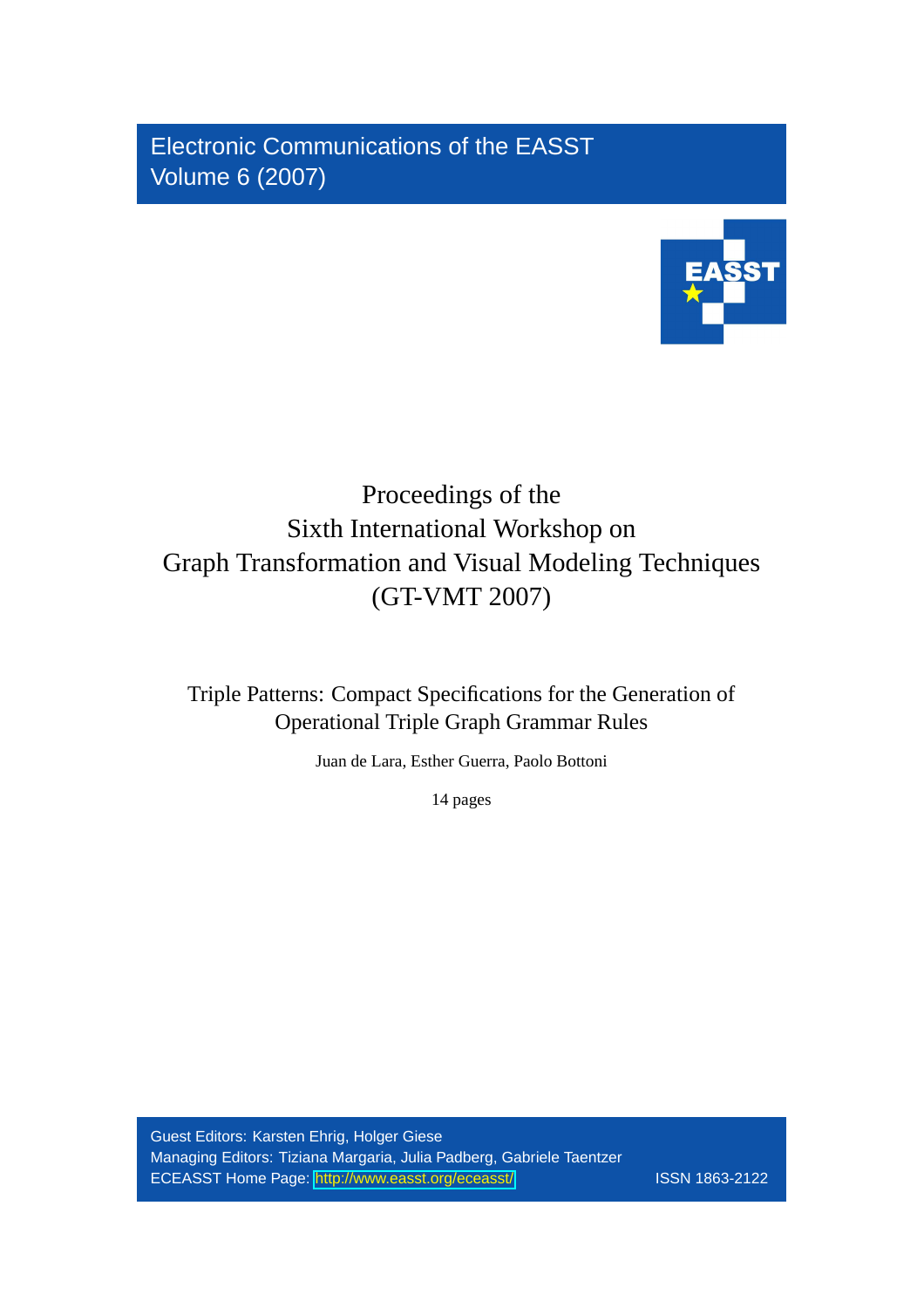Electronic Communications of the EASST
Volume 6 (2007)

# Proceedings of the Sixth International Workshop on Graph Transformation and Visual Modeling Techniques (GT-VMT 2007)

## Triple Patterns: Compact Specifications for the Generation of Operational Triple Graph Grammar Rules

Juan de Lara, Esther Guerra, Paolo Bottoni

14 pages

Guest Editors: Karsten Ehrig, Holger Giese
Managing Editors: Tiziana Margaria, Julia Padberg, Gabriele Taentzer
ECEASST Home Page: http://www.easst.org/eceasst/

ISSN 1863-2122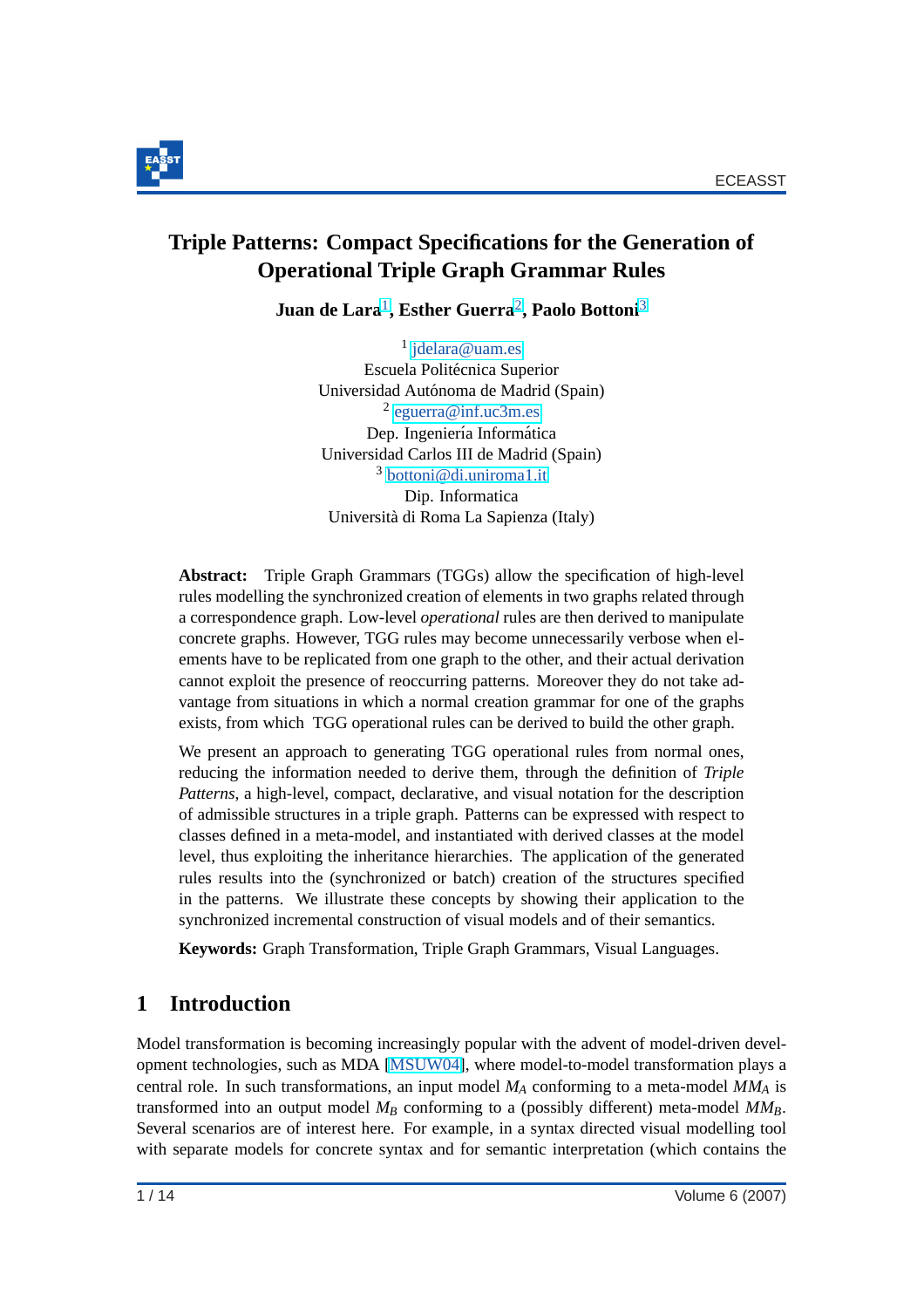# Triple Patterns: Compact Specifications for the Generation of Operational Triple Graph Grammar Rules

**Juan de Lara**[1], **Esther Guerra**[2], **Paolo Bottoni**[3]

[1] jdelara@uam.es
Escuela Politécnica Superior
Universidad Autónoma de Madrid (Spain)

[2] eguerra@inf.uc3m.es
Dep. Ingeniería Informática
Universidad Carlos III de Madrid (Spain)

[3] bottoni@di.uniroma1.it
Dip. Informatica
Università di Roma La Sapienza (Italy)

**Abstract:** Triple Graph Grammars (TGGs) allow the specification of high-level rules modelling the synchronized creation of elements in two graphs related through a correspondence graph. Low-level *operational* rules are then derived to manipulate concrete graphs. However, TGG rules may become unnecessarily verbose when elements have to be replicated from one graph to the other, and their actual derivation cannot exploit the presence of reoccurring patterns. Moreover they do not take advantage from situations in which a normal creation grammar for one of the graphs exists, from which TGG operational rules can be derived to build the other graph.

We present an approach to generating TGG operational rules from normal ones, reducing the information needed to derive them, through the definition of *Triple Patterns*, a high-level, compact, declarative, and visual notation for the description of admissible structures in a triple graph. Patterns can be expressed with respect to classes defined in a meta-model, and instantiated with derived classes at the model level, thus exploiting the inheritance hierarchies. The application of the generated rules results into the (synchronized or batch) creation of the structures specified in the patterns. We illustrate these concepts by showing their application to the synchronized incremental construction of visual models and of their semantics.

**Keywords:** Graph Transformation, Triple Graph Grammars, Visual Languages.

## 1 Introduction

Model transformation is becoming increasingly popular with the advent of model-driven development technologies, such as MDA [MSUW04], where model-to-model transformation plays a central role. In such transformations, an input model $M_A$ conforming to a meta-model $MM_A$ is transformed into an output model $M_B$ conforming to a (possibly different) meta-model $MM_B$. Several scenarios are of interest here. For example, in a syntax directed visual modelling tool with separate models for concrete syntax and for semantic interpretation (which contains the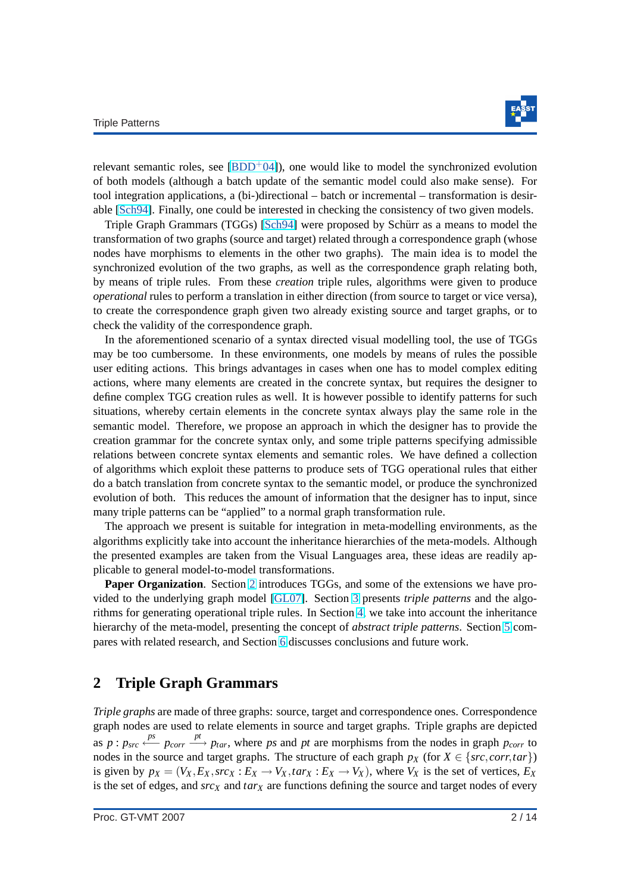relevant semantic roles, see [BDD+04]), one would like to model the synchronized evolution of both models (although a batch update of the semantic model could also make sense). For tool integration applications, a (bi-)directional – batch or incremental – transformation is desirable [Sch94]. Finally, one could be interested in checking the consistency of two given models.

Triple Graph Grammars (TGGs) [Sch94] were proposed by Schürr as a means to model the transformation of two graphs (source and target) related through a correspondence graph (whose nodes have morphisms to elements in the other two graphs). The main idea is to model the synchronized evolution of the two graphs, as well as the correspondence graph relating both, by means of triple rules. From these *creation* triple rules, algorithms were given to produce *operational* rules to perform a translation in either direction (from source to target or vice versa), to create the correspondence graph given two already existing source and target graphs, or to check the validity of the correspondence graph.

In the aforementioned scenario of a syntax directed visual modelling tool, the use of TGGs may be too cumbersome. In these environments, one models by means of rules the possible user editing actions. This brings advantages in cases when one has to model complex editing actions, where many elements are created in the concrete syntax, but requires the designer to define complex TGG creation rules as well. It is however possible to identify patterns for such situations, whereby certain elements in the concrete syntax always play the same role in the semantic model. Therefore, we propose an approach in which the designer has to provide the creation grammar for the concrete syntax only, and some triple patterns specifying admissible relations between concrete syntax elements and semantic roles. We have defined a collection of algorithms which exploit these patterns to produce sets of TGG operational rules that either do a batch translation from concrete syntax to the semantic model, or produce the synchronized evolution of both. This reduces the amount of information that the designer has to input, since many triple patterns can be "applied" to a normal graph transformation rule.

The approach we present is suitable for integration in meta-modelling environments, as the algorithms explicitly take into account the inheritance hierarchies of the meta-models. Although the presented examples are taken from the Visual Languages area, these ideas are readily applicable to general model-to-model transformations.

**Paper Organization**. Section 2 introduces TGGs, and some of the extensions we have provided to the underlying graph model [GL07]. Section 3 presents *triple patterns* and the algorithms for generating operational triple rules. In Section 4, we take into account the inheritance hierarchy of the meta-model, presenting the concept of *abstract triple patterns*. Section 5 compares with related research, and Section 6 discusses conclusions and future work.

## 2 Triple Graph Grammars

*Triple graphs* are made of three graphs: source, target and correspondence ones. Correspondence graph nodes are used to relate elements in source and target graphs. Triple graphs are depicted as $p : p_{src} \stackrel{ps}{\longleftarrow} p_{corr} \stackrel{pt}{\longrightarrow} p_{tar}$, where $ps$ and $pt$ are morphisms from the nodes in graph $p_{corr}$ to nodes in the source and target graphs. The structure of each graph $p_X$ (for $X \in \{src, corr, tar\}$) is given by $p_X = (V_X, E_X, src_X : E_X \rightarrow V_X, tar_X : E_X \rightarrow V_X)$, where $V_X$ is the set of vertices, $E_X$ is the set of edges, and $src_X$ and $tar_X$ are functions defining the source and target nodes of every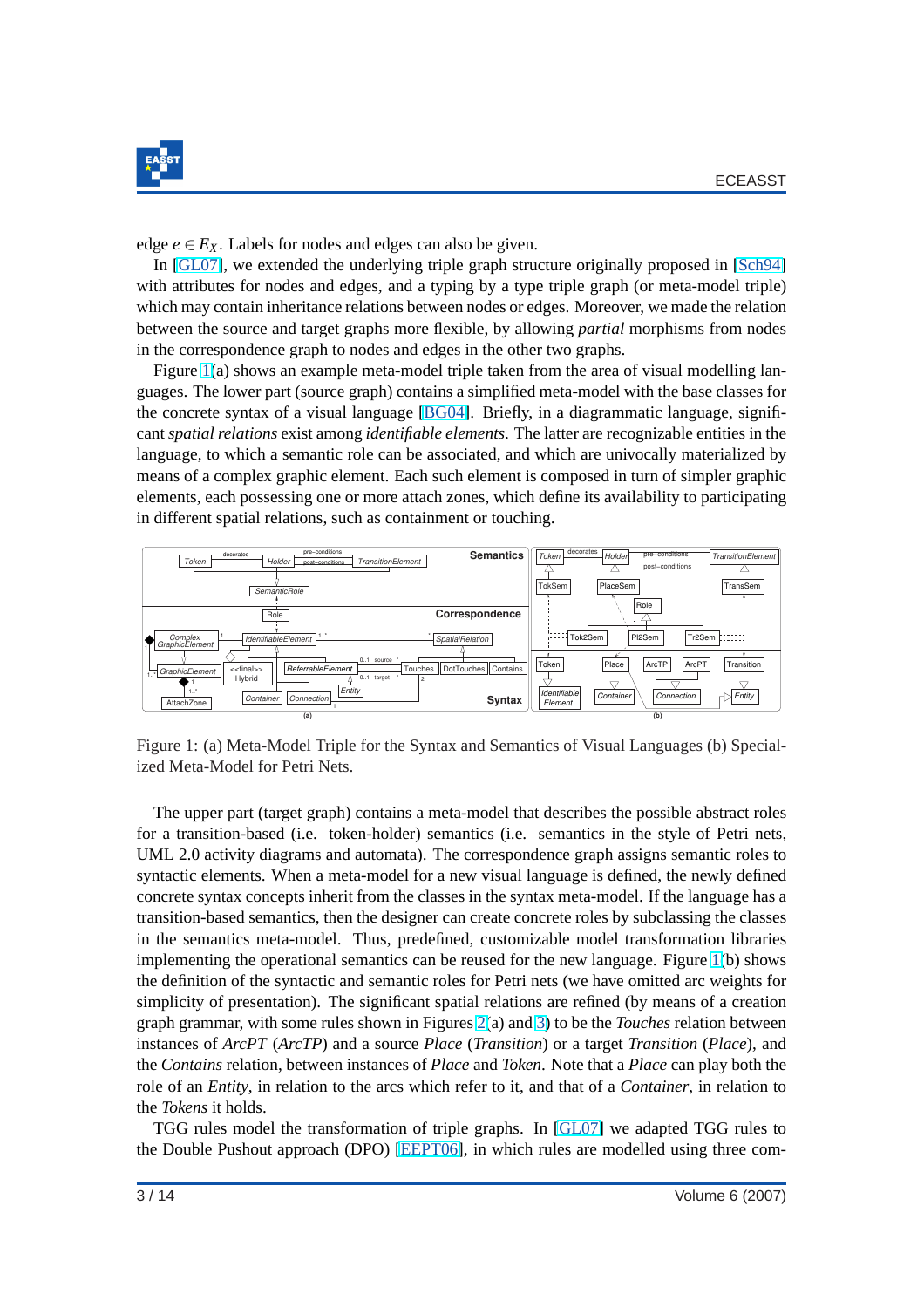edge $e \in E_X$. Labels for nodes and edges can also be given.

In [GL07], we extended the underlying triple graph structure originally proposed in [Sch94] with attributes for nodes and edges, and a typing by a type triple graph (or meta-model triple) which may contain inheritance relations between nodes or edges. Moreover, we made the relation between the source and target graphs more flexible, by allowing *partial* morphisms from nodes in the correspondence graph to nodes and edges in the other two graphs.

Figure 1(a) shows an example meta-model triple taken from the area of visual modelling languages. The lower part (source graph) contains a simplified meta-model with the base classes for the concrete syntax of a visual language [BG04]. Briefly, in a diagrammatic language, significant *spatial relations* exist among *identifiable elements*. The latter are recognizable entities in the language, to which a semantic role can be associated, and which are univocally materialized by means of a complex graphic element. Each such element is composed in turn of simpler graphic elements, each possessing one or more attach zones, which define its availability to participating in different spatial relations, such as containment or touching.

Figure 1: (a) Meta-Model Triple for the Syntax and Semantics of Visual Languages (b) Specialized Meta-Model for Petri Nets.

The upper part (target graph) contains a meta-model that describes the possible abstract roles for a transition-based (i.e. token-holder) semantics (i.e. semantics in the style of Petri nets, UML 2.0 activity diagrams and automata). The correspondence graph assigns semantic roles to syntactic elements. When a meta-model for a new visual language is defined, the newly defined concrete syntax concepts inherit from the classes in the syntax meta-model. If the language has a transition-based semantics, then the designer can create concrete roles by subclassing the classes in the semantics meta-model. Thus, predefined, customizable model transformation libraries implementing the operational semantics can be reused for the new language. Figure 1(b) shows the definition of the syntactic and semantic roles for Petri nets (we have omitted arc weights for simplicity of presentation). The significant spatial relations are refined (by means of a creation graph grammar, with some rules shown in Figures 2(a) and 3) to be the *Touches* relation between instances of *ArcPT* (*ArcTP*) and a source *Place* (*Transition*) or a target *Transition* (*Place*), and the *Contains* relation, between instances of *Place* and *Token*. Note that a *Place* can play both the role of an *Entity*, in relation to the arcs which refer to it, and that of a *Container*, in relation to the *Tokens* it holds.

TGG rules model the transformation of triple graphs. In [GL07] we adapted TGG rules to the Double Pushout approach (DPO) [EEPT06], in which rules are modelled using three com-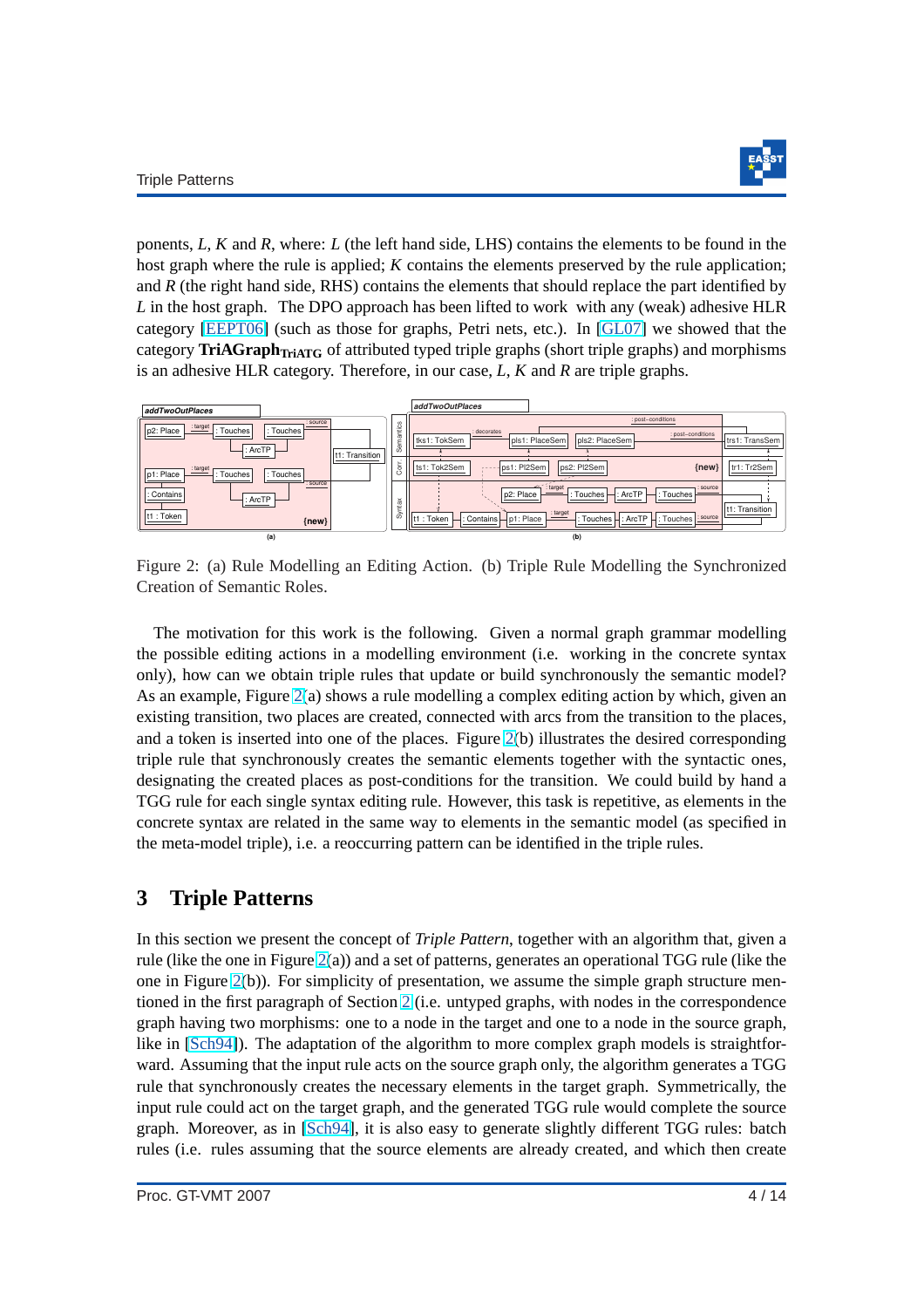ponents, $L$, $K$ and $R$, where: $L$ (the left hand side, LHS) contains the elements to be found in the host graph where the rule is applied; $K$ contains the elements preserved by the rule application; and $R$ (the right hand side, RHS) contains the elements that should replace the part identified by $L$ in the host graph. The DPO approach has been lifted to work with any (weak) adhesive HLR category [EEPT06] (such as those for graphs, Petri nets, etc.). In [GL07] we showed that the category $\mathbf{TriAGraph}_{\mathbf{TriATG}}$ of attributed typed triple graphs (short triple graphs) and morphisms is an adhesive HLR category. Therefore, in our case, $L$, $K$ and $R$ are triple graphs.

Figure 2: (a) Rule Modelling an Editing Action. (b) Triple Rule Modelling the Synchronized Creation of Semantic Roles.

The motivation for this work is the following. Given a normal graph grammar modelling the possible editing actions in a modelling environment (i.e. working in the concrete syntax only), how can we obtain triple rules that update or build synchronously the semantic model? As an example, Figure 2(a) shows a rule modelling a complex editing action by which, given an existing transition, two places are created, connected with arcs from the transition to the places, and a token is inserted into one of the places. Figure 2(b) illustrates the desired corresponding triple rule that synchronously creates the semantic elements together with the syntactic ones, designating the created places as post-conditions for the transition. We could build by hand a TGG rule for each single syntax editing rule. However, this task is repetitive, as elements in the concrete syntax are related in the same way to elements in the semantic model (as specified in the meta-model triple), i.e. a reoccurring pattern can be identified in the triple rules.

## 3 Triple Patterns

In this section we present the concept of *Triple Pattern*, together with an algorithm that, given a rule (like the one in Figure 2(a)) and a set of patterns, generates an operational TGG rule (like the one in Figure 2(b)). For simplicity of presentation, we assume the simple graph structure mentioned in the first paragraph of Section 2 (i.e. untyped graphs, with nodes in the correspondence graph having two morphisms: one to a node in the target and one to a node in the source graph, like in [Sch94]). The adaptation of the algorithm to more complex graph models is straightforward. Assuming that the input rule acts on the source graph only, the algorithm generates a TGG rule that synchronously creates the necessary elements in the target graph. Symmetrically, the input rule could act on the target graph, and the generated TGG rule would complete the source graph. Moreover, as in [Sch94], it is also easy to generate slightly different TGG rules: batch rules (i.e. rules assuming that the source elements are already created, and which then create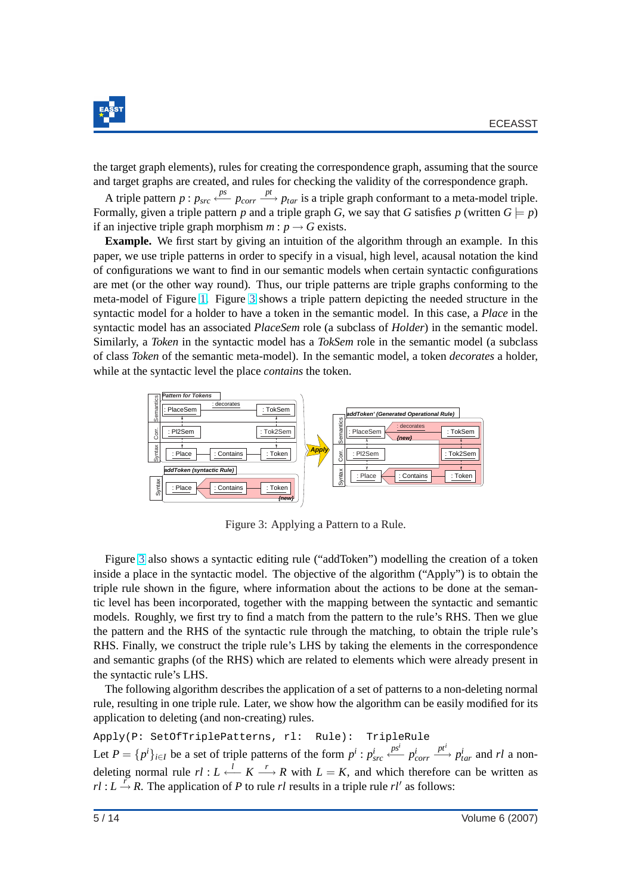the target graph elements), rules for creating the correspondence graph, assuming that the source and target graphs are created, and rules for checking the validity of the correspondence graph.

A triple pattern $p : p_{src} \xleftarrow{ps} p_{corr} \xrightarrow{pt} p_{tar}$ is a triple graph conformant to a meta-model triple. Formally, given a triple pattern $p$ and a triple graph $G$, we say that $G$ satisfies $p$ (written $G \models p$) if an injective triple graph morphism $m : p \rightarrow G$ exists.

**Example.** We first start by giving an intuition of the algorithm through an example. In this paper, we use triple patterns in order to specify in a visual, high level, acausal notation the kind of configurations we want to find in our semantic models when certain syntactic configurations are met (or the other way round). Thus, our triple patterns are triple graphs conforming to the meta-model of Figure 1. Figure 3 shows a triple pattern depicting the needed structure in the syntactic model for a holder to have a token in the semantic model. In this case, a *Place* in the syntactic model has an associated *PlaceSem* role (a subclass of *Holder*) in the semantic model. Similarly, a *Token* in the syntactic model has a *TokSem* role in the semantic model (a subclass of class *Token* of the semantic meta-model). In the semantic model, a token *decorates* a holder, while at the syntactic level the place *contains* the token.

Figure 3: Applying a Pattern to a Rule.

Figure 3 also shows a syntactic editing rule (“addToken”) modelling the creation of a token inside a place in the syntactic model. The objective of the algorithm (“Apply”) is to obtain the triple rule shown in the figure, where information about the actions to be done at the semantic level has been incorporated, together with the mapping between the syntactic and semantic models. Roughly, we first try to find a match from the pattern to the rule’s RHS. Then we glue the pattern and the RHS of the syntactic rule through the matching, to obtain the triple rule’s RHS. Finally, we construct the triple rule’s LHS by taking the elements in the correspondence and semantic graphs (of the RHS) which are related to elements which were already present in the syntactic rule’s LHS.

The following algorithm describes the application of a set of patterns to a non-deleting normal rule, resulting in one triple rule. Later, we show how the algorithm can be easily modified for its application to deleting (and non-creating) rules.

```
Apply(P: SetOfTriplePatterns, rl:  Rule):  TripleRule
```

Let $P = \{p^i\}_{i \in I}$ be a set of triple patterns of the form $p^i : p^i_{src} \xleftarrow{ps^i} p^i_{corr} \xrightarrow{pt^i} p^i_{tar}$ and $rl$ a non-deleting normal rule $rl : L \xleftarrow{l} K \xrightarrow{r} R$ with $L = K$, and which therefore can be written as $rl : L \xrightarrow{r} R$. The application of $P$ to rule $rl$ results in a triple rule $rl'$ as follows: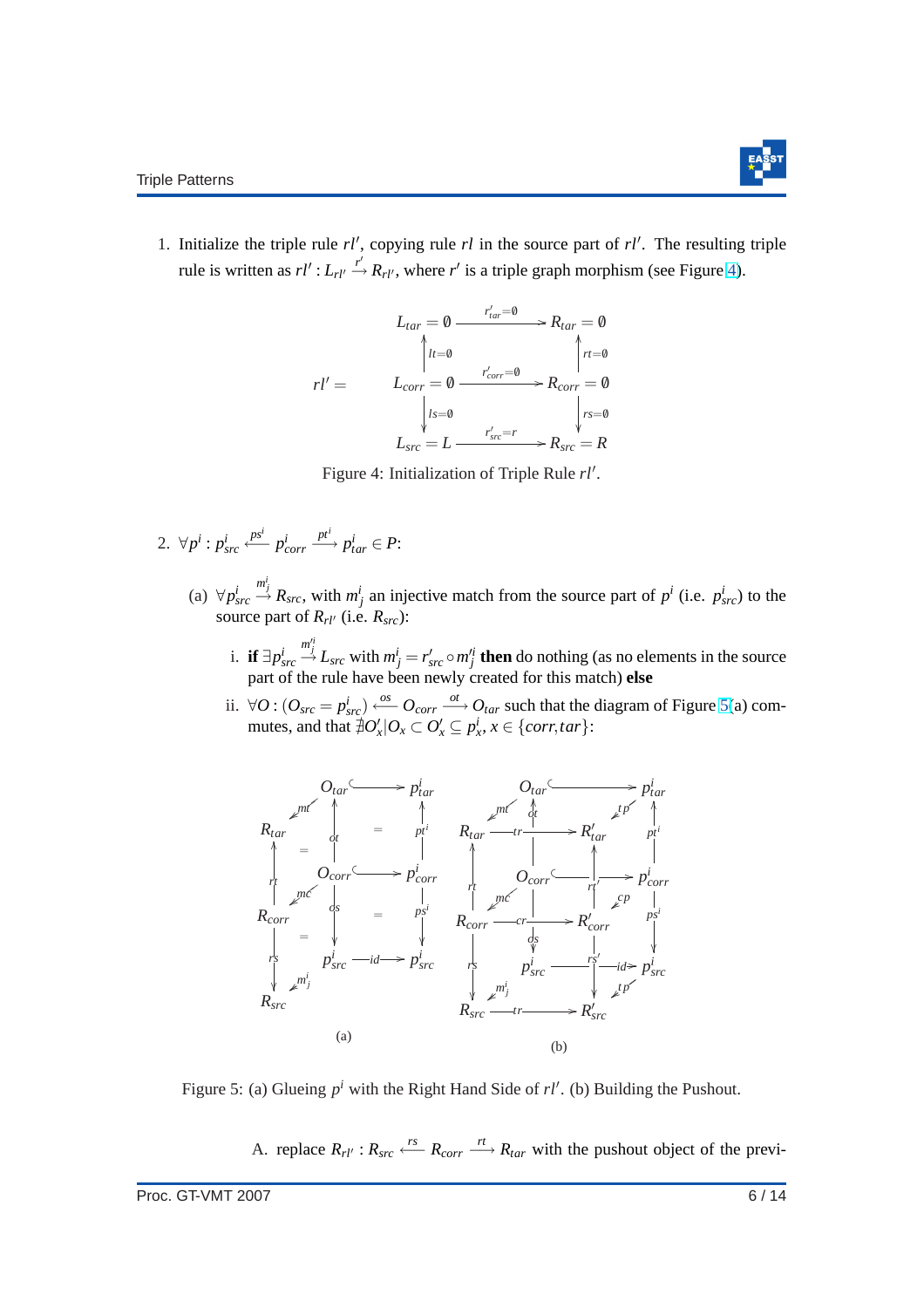1. Initialize the triple rule $rl'$, copying rule $rl$ in the source part of $rl'$. The resulting triple rule is written as $rl' : L_{rl'} \xrightarrow{r'} R_{rl'}$, where $r'$ is a triple graph morphism (see Figure 4).

$$rl' = \begin{array}{ccc} L_{tar} = \emptyset & \xrightarrow{r'_{tar}=\emptyset} & R_{tar} = \emptyset \\ \uparrow lt=\emptyset & & \uparrow rt=\emptyset \\ L_{corr} = \emptyset & \xrightarrow{r'_{corr}=\emptyset} & R_{corr} = \emptyset \\ \downarrow ls=\emptyset & & \downarrow rs=\emptyset \\ L_{src} = L & \xrightarrow{r'_{src}=r} & R_{src} = R \end{array}$$

Figure 4: Initialization of Triple Rule $rl'$.

2. $\forall p^i : p^i_{src} \xleftarrow{ps^i} p^i_{corr} \xrightarrow{pt^i} p^i_{tar} \in P$:

   (a) $\forall p^i_{src} \xrightarrow{m^i_j} R_{src}$, with $m^i_j$ an injective match from the source part of $p^i$ (i.e. $p^i_{src}$) to the source part of $R_{rl'}$ (i.e. $R_{src}$):

      i. **if** $\exists p^i_{src} \xrightarrow{m'^i_j} L_{src}$ with $m^i_j = r'_{src} \circ m'^i_j$ **then** do nothing (as no elements in the source part of the rule have been newly created for this match) **else**

      ii. $\forall O : (O_{src} = p^i_{src}) \xleftarrow{os} O_{corr} \xrightarrow{ot} O_{tar}$ such that the diagram of Figure 5(a) commutes, and that $\nexists O'_x | O_x \subset O'_x \subseteq p^i_x, x \in \{corr, tar\}$:

Figure 5: (a) Glueing $p^i$ with the Right Hand Side of $rl'$. (b) Building the Pushout.

         A. replace $R_{rl'} : R_{src} \xleftarrow{rs} R_{corr} \xrightarrow{rt} R_{tar}$ with the pushout object of the previ-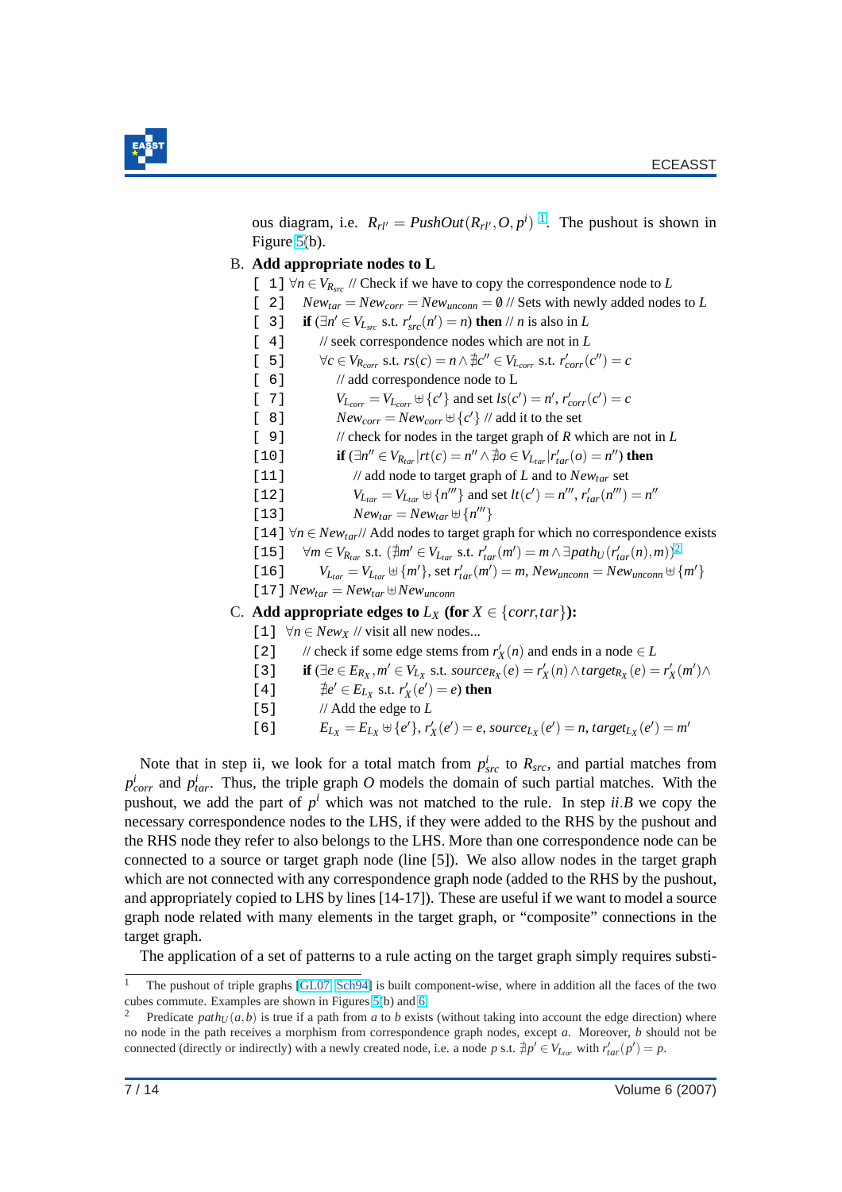ous diagram, i.e. $R_{rl'} = PushOut(R_{rl'}, O, p^i)$ [1]. The pushout is shown in Figure 5(b).

B. **Add appropriate nodes to L**

```
[ 1] ∀n ∈ V_{R_src} // Check if we have to copy the correspondence node to L
[ 2]   New_tar = New_corr = New_unconn = ∅ // Sets with newly added nodes to L
[ 3]   if (∃n' ∈ V_{L_src} s.t. r'_src(n') = n) then // n is also in L
[ 4]     // seek correspondence nodes which are not in L
[ 5]     ∀c ∈ V_{R_corr} s.t. rs(c) = n ∧ ∄c'' ∈ V_{L_corr} s.t. r'_corr(c'') = c
[ 6]       // add correspondence node to L
[ 7]       V_{L_corr} = V_{L_corr} ⊎ {c'} and set ls(c') = n', r'_corr(c') = c
[ 8]       New_corr = New_corr ⊎ {c'} // add it to the set
[ 9]       // check for nodes in the target graph of R which are not in L
[10]       if (∃n'' ∈ V_{R_tar} | rt(c) = n'' ∧ ∄o ∈ V_{L_tar} | r'_tar(o) = n'') then
[11]         // add node to target graph of L and to New_tar set
[12]         V_{L_tar} = V_{L_tar} ⊎ {n'''} and set lt(c') = n''', r'_tar(n''') = n''
[13]         New_tar = New_tar ⊎ {n'''}
[14] ∀n ∈ New_tar // Add nodes to target graph for which no correspondence exists
[15]   ∀m ∈ V_{R_tar} s.t. (∄m' ∈ V_{L_tar} s.t. r'_tar(m') = m ∧ ∃path_U(r'_tar(n), m)) [2]
[16]     V_{L_tar} = V_{L_tar} ⊎ {m'}, set r'_tar(m') = m, New_unconn = New_unconn ⊎ {m'}
[17] New_tar = New_tar ⊎ New_unconn
```

C. **Add appropriate edges to $L_X$ (for $X \in \{corr, tar\}$):**

```
[1] ∀n ∈ New_X // visit all new nodes...
[2]   // check if some edge stems from r'_X(n) and ends in a node ∈ L
[3]   if (∃e ∈ E_{R_X}, m' ∈ V_{L_X} s.t. source_{R_X}(e) = r'_X(n) ∧ target_{R_X}(e) = r'_X(m') ∧
[4]     ∄e' ∈ E_{L_X} s.t. r'_X(e') = e) then
[5]     // Add the edge to L
[6]     E_{L_X} = E_{L_X} ⊎ {e'}, r'_X(e') = e, source_{L_X}(e') = n, target_{L_X}(e') = m'
```

Note that in step ii, we look for a total match from $p^i_{src}$ to $R_{src}$, and partial matches from $p^i_{corr}$ and $p^i_{tar}$. Thus, the triple graph $O$ models the domain of such partial matches. With the pushout, we add the part of $p^i$ which was not matched to the rule. In step *ii.B* we copy the necessary correspondence nodes to the LHS, if they were added to the RHS by the pushout and the RHS node they refer to also belongs to the LHS. More than one correspondence node can be connected to a source or target graph node (line [5]). We also allow nodes in the target graph which are not connected with any correspondence graph node (added to the RHS by the pushout, and appropriately copied to LHS by lines [14-17]). These are useful if we want to model a source graph node related with many elements in the target graph, or "composite" connections in the target graph.

The application of a set of patterns to a rule acting on the target graph simply requires substi-

---

[1] The pushout of triple graphs [GL07, Sch94] is built component-wise, where in addition all the faces of the two cubes commute. Examples are shown in Figures 5(b) and 6.

[2] Predicate $path_U(a,b)$ is true if a path from $a$ to $b$ exists (without taking into account the edge direction) where no node in the path receives a morphism from correspondence graph nodes, except $a$. Moreover, $b$ should not be connected (directly or indirectly) with a newly created node, i.e. a node $p$ s.t. $\nexists p' \in V_{L_{tar}}$ with $r'_{tar}(p') = p$.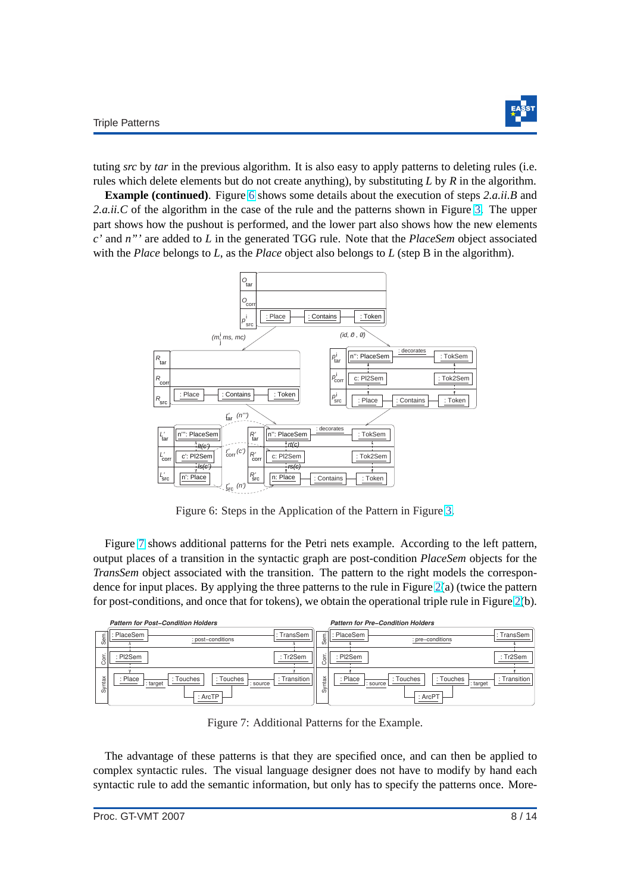tuting *src* by *tar* in the previous algorithm. It is also easy to apply patterns to deleting rules (i.e. rules which delete elements but do not create anything), by substituting $L$ by $R$ in the algorithm.

**Example (continued)**. Figure 6 shows some details about the execution of steps *2.a.ii.B* and *2.a.ii.C* of the algorithm in the case of the rule and the patterns shown in Figure 3. The upper part shows how the pushout is performed, and the lower part also shows how the new elements *c'* and *n"'* are added to $L$ in the generated TGG rule. Note that the *PlaceSem* object associated with the *Place* belongs to $L$, as the *Place* object also belongs to $L$ (step B in the algorithm).

Figure 6: Steps in the Application of the Pattern in Figure 3.

Figure 7 shows additional patterns for the Petri nets example. According to the left pattern, output places of a transition in the syntactic graph are post-condition *PlaceSem* objects for the *TransSem* object associated with the transition. The pattern to the right models the correspondence for input places. By applying the three patterns to the rule in Figure 2(a) (twice the pattern for post-conditions, and once that for tokens), we obtain the operational triple rule in Figure 2(b).

Figure 7: Additional Patterns for the Example.

The advantage of these patterns is that they are specified once, and can then be applied to complex syntactic rules. The visual language designer does not have to modify by hand each syntactic rule to add the semantic information, but only has to specify the patterns once. More-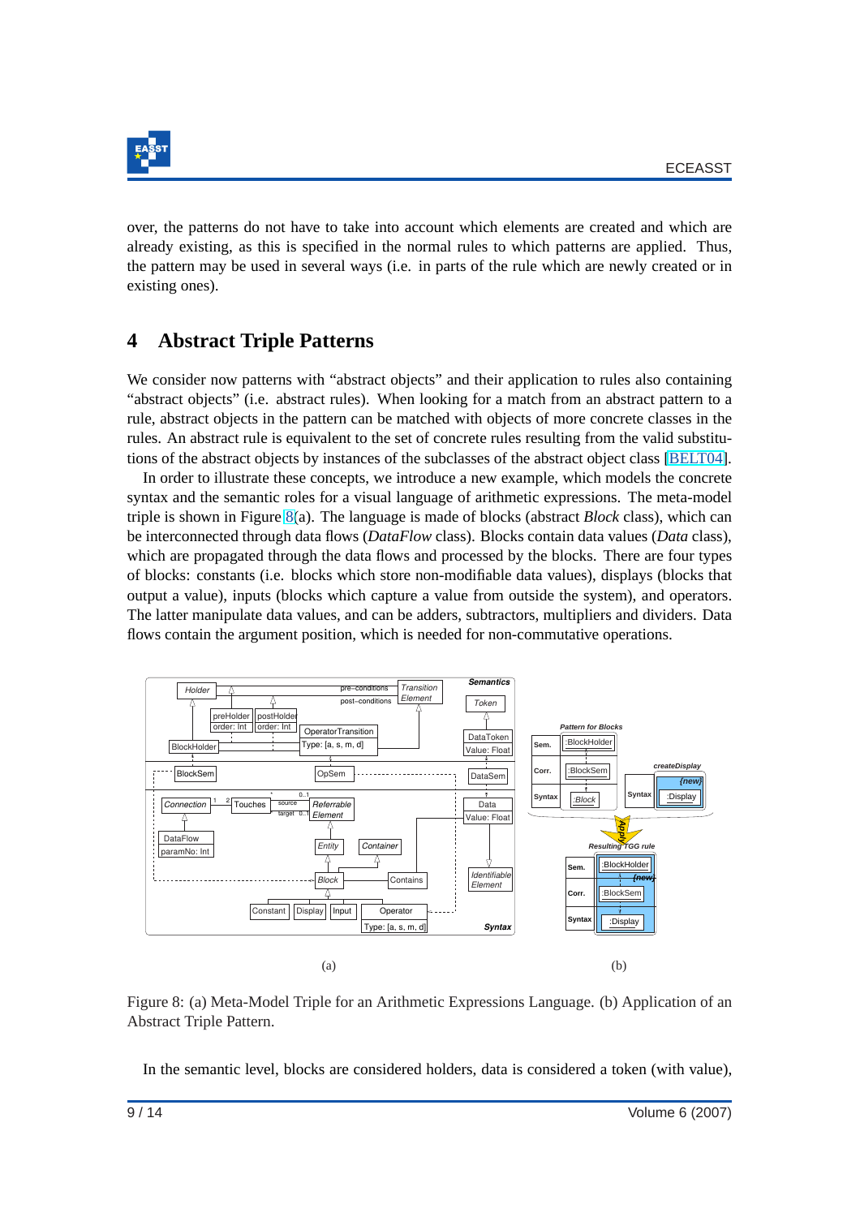over, the patterns do not have to take into account which elements are created and which are already existing, as this is specified in the normal rules to which patterns are applied. Thus, the pattern may be used in several ways (i.e. in parts of the rule which are newly created or in existing ones).

## 4 Abstract Triple Patterns

We consider now patterns with "abstract objects" and their application to rules also containing "abstract objects" (i.e. abstract rules). When looking for a match from an abstract pattern to a rule, abstract objects in the pattern can be matched with objects of more concrete classes in the rules. An abstract rule is equivalent to the set of concrete rules resulting from the valid substitutions of the abstract objects by instances of the subclasses of the abstract object class [BELT04].

In order to illustrate these concepts, we introduce a new example, which models the concrete syntax and the semantic roles for a visual language of arithmetic expressions. The meta-model triple is shown in Figure 8(a). The language is made of blocks (abstract *Block* class), which can be interconnected through data flows (*DataFlow* class). Blocks contain data values (*Data* class), which are propagated through the data flows and processed by the blocks. There are four types of blocks: constants (i.e. blocks which store non-modifiable data values), displays (blocks that output a value), inputs (blocks which capture a value from outside the system), and operators. The latter manipulate data values, and can be adders, subtractors, multipliers and dividers. Data flows contain the argument position, which is needed for non-commutative operations.

(a) (b)

Figure 8: (a) Meta-Model Triple for an Arithmetic Expressions Language. (b) Application of an Abstract Triple Pattern.

In the semantic level, blocks are considered holders, data is considered a token (with value),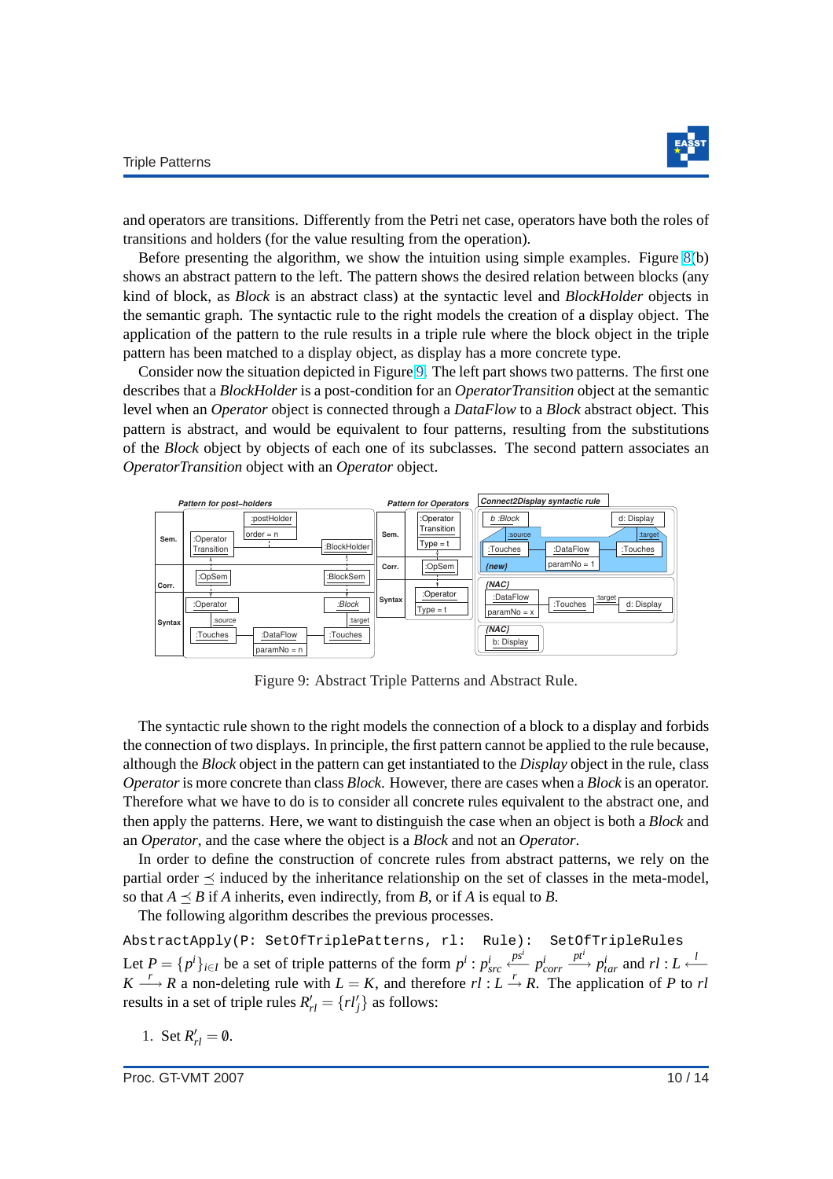and operators are transitions. Differently from the Petri net case, operators have both the roles of transitions and holders (for the value resulting from the operation).

Before presenting the algorithm, we show the intuition using simple examples. Figure 8(b) shows an abstract pattern to the left. The pattern shows the desired relation between blocks (any kind of block, as *Block* is an abstract class) at the syntactic level and *BlockHolder* objects in the semantic graph. The syntactic rule to the right models the creation of a display object. The application of the pattern to the rule results in a triple rule where the block object in the triple pattern has been matched to a display object, as display has a more concrete type.

Consider now the situation depicted in Figure 9. The left part shows two patterns. The first one describes that a *BlockHolder* is a post-condition for an *OperatorTransition* object at the semantic level when an *Operator* object is connected through a *DataFlow* to a *Block* abstract object. This pattern is abstract, and would be equivalent to four patterns, resulting from the substitutions of the *Block* object by objects of each one of its subclasses. The second pattern associates an *OperatorTransition* object with an *Operator* object.

Figure 9: Abstract Triple Patterns and Abstract Rule.

The syntactic rule shown to the right models the connection of a block to a display and forbids the connection of two displays. In principle, the first pattern cannot be applied to the rule because, although the *Block* object in the pattern can get instantiated to the *Display* object in the rule, class *Operator* is more concrete than class *Block*. However, there are cases when a *Block* is an operator. Therefore what we have to do is to consider all concrete rules equivalent to the abstract one, and then apply the patterns. Here, we want to distinguish the case when an object is both a *Block* and an *Operator*, and the case where the object is a *Block* and not an *Operator*.

In order to define the construction of concrete rules from abstract patterns, we rely on the partial order $\preceq$ induced by the inheritance relationship on the set of classes in the meta-model, so that $A \preceq B$ if $A$ inherits, even indirectly, from $B$, or if $A$ is equal to $B$.

The following algorithm describes the previous processes.

```
AbstractApply(P: SetOfTriplePatterns, rl:  Rule):  SetOfTripleRules
```

Let $P = \{p^i\}_{i \in I}$ be a set of triple patterns of the form $p^i : p^i_{src} \xleftarrow{ps^i} p^i_{corr} \xrightarrow{pt^i} p^i_{tar}$ and $rl : L \xleftarrow{l} K \xrightarrow{r} R$ a non-deleting rule with $L = K$, and therefore $rl : L \xrightarrow{r} R$. The application of $P$ to $rl$ results in a set of triple rules $R'_{rl} = \{rl'_j\}$ as follows:

1. Set $R'_{rl} = \emptyset$.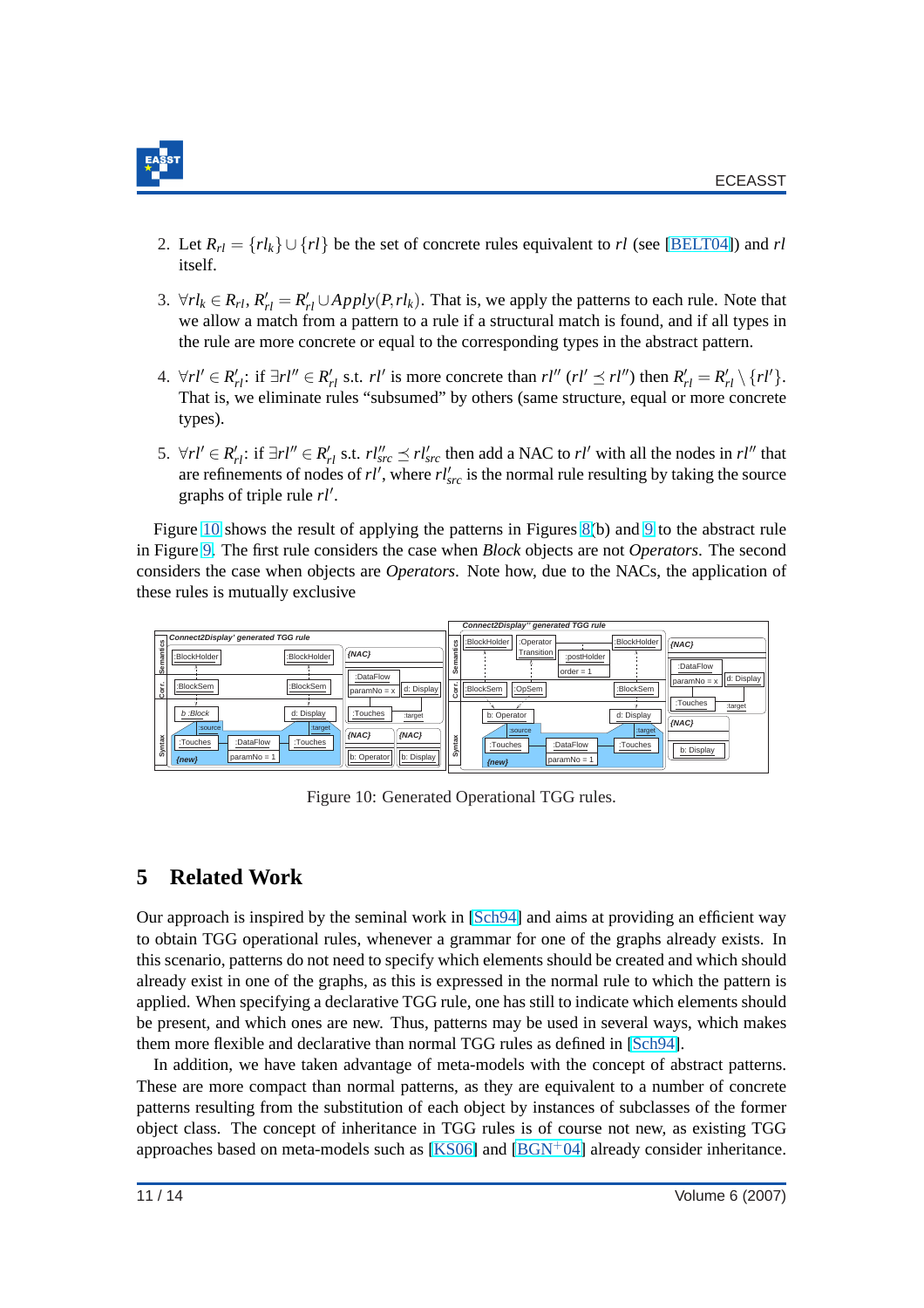2. Let $R_{rl} = \{rl_k\} \cup \{rl\}$ be the set of concrete rules equivalent to $rl$ (see [BELT04]) and $rl$ itself.

3. $\forall rl_k \in R_{rl}$, $R'_{rl} = R'_{rl} \cup Apply(P, rl_k)$. That is, we apply the patterns to each rule. Note that we allow a match from a pattern to a rule if a structural match is found, and if all types in the rule are more concrete or equal to the corresponding types in the abstract pattern.

4. $\forall rl' \in R'_{rl}$: if $\exists rl'' \in R'_{rl}$ s.t. $rl'$ is more concrete than $rl''$ ($rl' \preceq rl''$) then $R'_{rl} = R'_{rl} \setminus \{rl'\}$. That is, we eliminate rules "subsumed" by others (same structure, equal or more concrete types).

5. $\forall rl' \in R'_{rl}$: if $\exists rl'' \in R'_{rl}$ s.t. $rl''_{src} \preceq rl'_{src}$ then add a NAC to $rl'$ with all the nodes in $rl''$ that are refinements of nodes of $rl'$, where $rl'_{src}$ is the normal rule resulting by taking the source graphs of triple rule $rl'$.

Figure 10 shows the result of applying the patterns in Figures 8(b) and 9 to the abstract rule in Figure 9. The first rule considers the case when *Block* objects are not *Operators*. The second considers the case when objects are *Operators*. Note how, due to the NACs, the application of these rules is mutually exclusive

Figure 10: Generated Operational TGG rules.

## 5 Related Work

Our approach is inspired by the seminal work in [Sch94] and aims at providing an efficient way to obtain TGG operational rules, whenever a grammar for one of the graphs already exists. In this scenario, patterns do not need to specify which elements should be created and which should already exist in one of the graphs, as this is expressed in the normal rule to which the pattern is applied. When specifying a declarative TGG rule, one has still to indicate which elements should be present, and which ones are new. Thus, patterns may be used in several ways, which makes them more flexible and declarative than normal TGG rules as defined in [Sch94].

In addition, we have taken advantage of meta-models with the concept of abstract patterns. These are more compact than normal patterns, as they are equivalent to a number of concrete patterns resulting from the substitution of each object by instances of subclasses of the former object class. The concept of inheritance in TGG rules is of course not new, as existing TGG approaches based on meta-models such as [KS06] and [BGN$^+$04] already consider inheritance.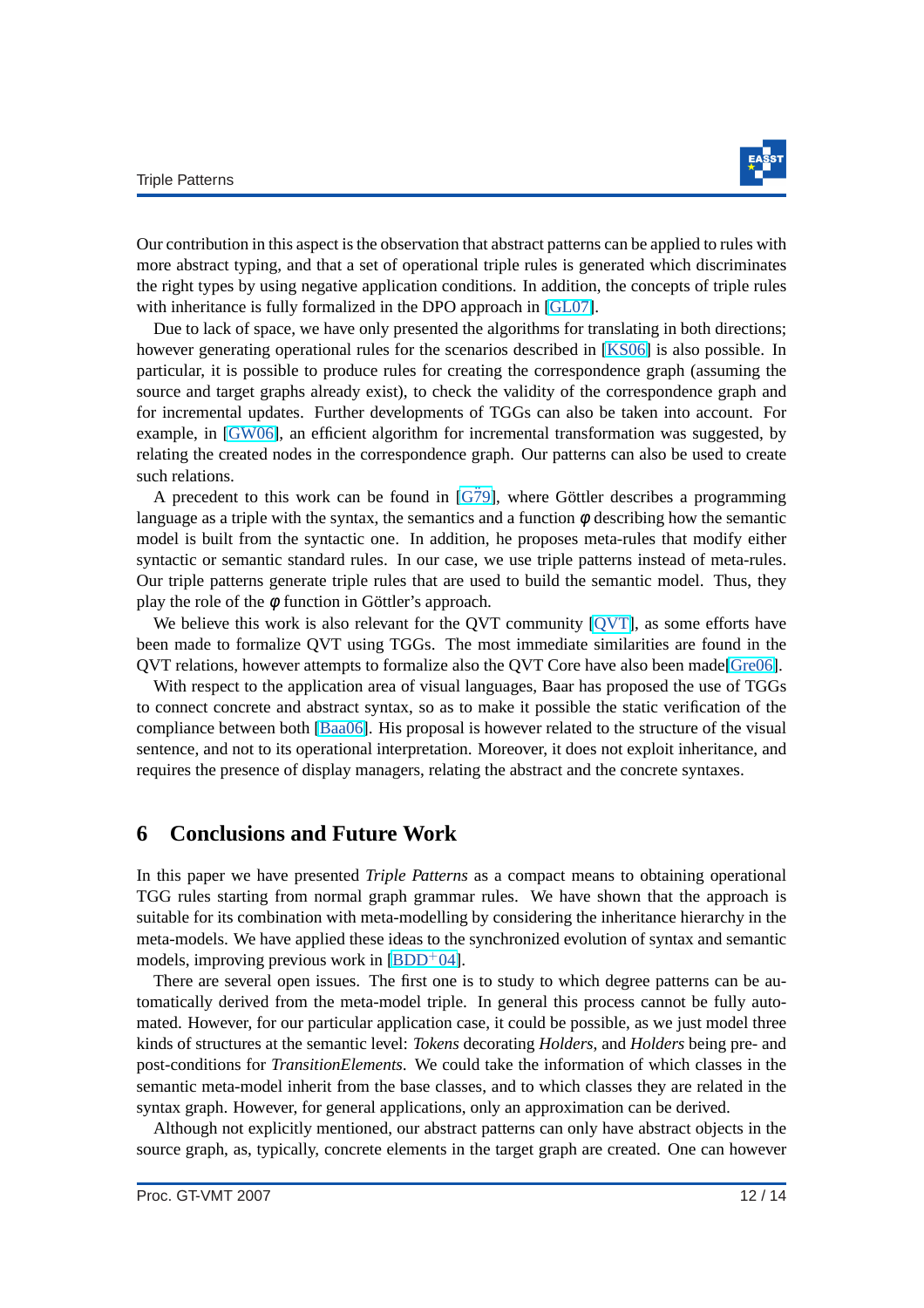Our contribution in this aspect is the observation that abstract patterns can be applied to rules with more abstract typing, and that a set of operational triple rules is generated which discriminates the right types by using negative application conditions. In addition, the concepts of triple rules with inheritance is fully formalized in the DPO approach in [GL07].

Due to lack of space, we have only presented the algorithms for translating in both directions; however generating operational rules for the scenarios described in [KS06] is also possible. In particular, it is possible to produce rules for creating the correspondence graph (assuming the source and target graphs already exist), to check the validity of the correspondence graph and for incremental updates. Further developments of TGGs can also be taken into account. For example, in [GW06], an efficient algorithm for incremental transformation was suggested, by relating the created nodes in the correspondence graph. Our patterns can also be used to create such relations.

A precedent to this work can be found in [Gö79], where Göttler describes a programming language as a triple with the syntax, the semantics and a function $\phi$ describing how the semantic model is built from the syntactic one. In addition, he proposes meta-rules that modify either syntactic or semantic standard rules. In our case, we use triple patterns instead of meta-rules. Our triple patterns generate triple rules that are used to build the semantic model. Thus, they play the role of the $\phi$ function in Göttler's approach.

We believe this work is also relevant for the QVT community [QVT], as some efforts have been made to formalize QVT using TGGs. The most immediate similarities are found in the QVT relations, however attempts to formalize also the QVT Core have also been made[Gre06].

With respect to the application area of visual languages, Baar has proposed the use of TGGs to connect concrete and abstract syntax, so as to make it possible the static verification of the compliance between both [Baa06]. His proposal is however related to the structure of the visual sentence, and not to its operational interpretation. Moreover, it does not exploit inheritance, and requires the presence of display managers, relating the abstract and the concrete syntaxes.

## 6 Conclusions and Future Work

In this paper we have presented *Triple Patterns* as a compact means to obtaining operational TGG rules starting from normal graph grammar rules. We have shown that the approach is suitable for its combination with meta-modelling by considering the inheritance hierarchy in the meta-models. We have applied these ideas to the synchronized evolution of syntax and semantic models, improving previous work in [BDD+04].

There are several open issues. The first one is to study to which degree patterns can be automatically derived from the meta-model triple. In general this process cannot be fully automated. However, for our particular application case, it could be possible, as we just model three kinds of structures at the semantic level: *Tokens* decorating *Holders*, and *Holders* being pre- and post-conditions for *TransitionElements*. We could take the information of which classes in the semantic meta-model inherit from the base classes, and to which classes they are related in the syntax graph. However, for general applications, only an approximation can be derived.

Although not explicitly mentioned, our abstract patterns can only have abstract objects in the source graph, as, typically, concrete elements in the target graph are created. One can however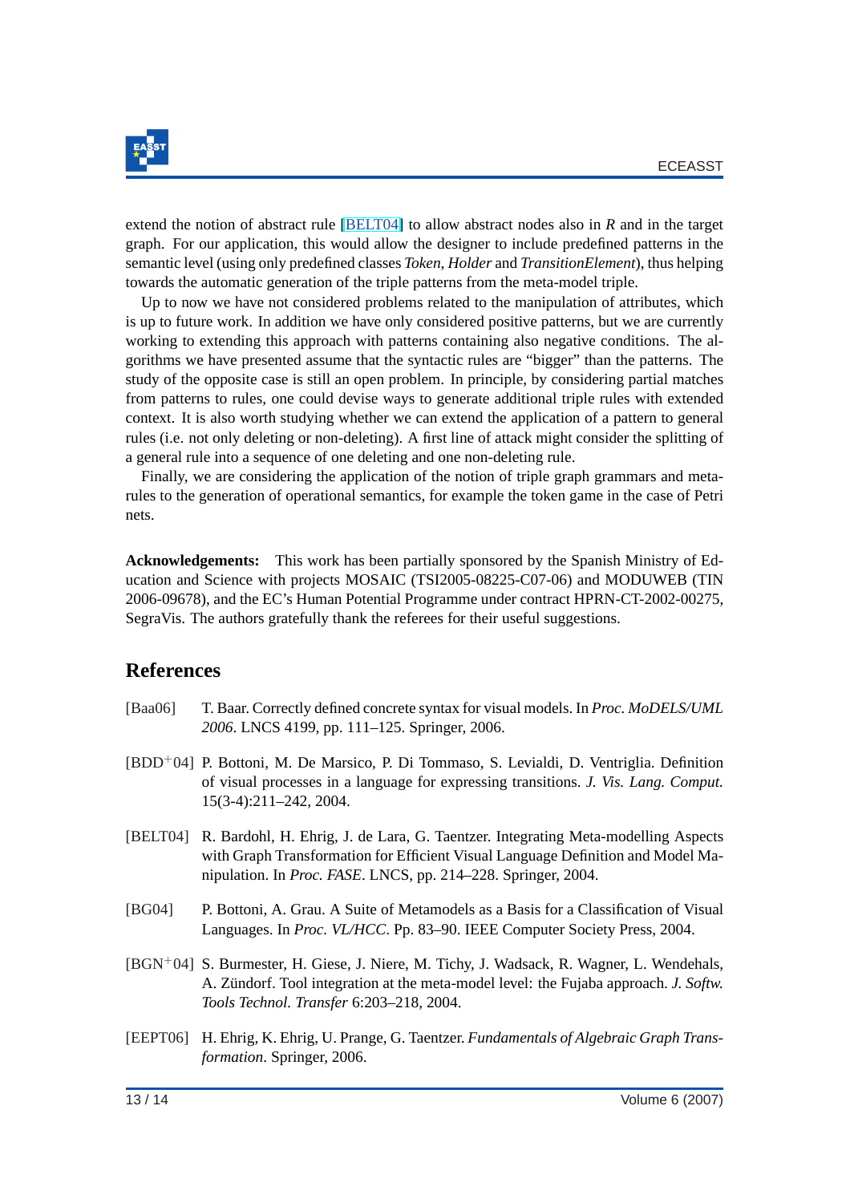extend the notion of abstract rule [BELT04] to allow abstract nodes also in $R$ and in the target graph. For our application, this would allow the designer to include predefined patterns in the semantic level (using only predefined classes *Token*, *Holder* and *TransitionElement*), thus helping towards the automatic generation of the triple patterns from the meta-model triple.

Up to now we have not considered problems related to the manipulation of attributes, which is up to future work. In addition we have only considered positive patterns, but we are currently working to extending this approach with patterns containing also negative conditions. The algorithms we have presented assume that the syntactic rules are "bigger" than the patterns. The study of the opposite case is still an open problem. In principle, by considering partial matches from patterns to rules, one could devise ways to generate additional triple rules with extended context. It is also worth studying whether we can extend the application of a pattern to general rules (i.e. not only deleting or non-deleting). A first line of attack might consider the splitting of a general rule into a sequence of one deleting and one non-deleting rule.

Finally, we are considering the application of the notion of triple graph grammars and meta-rules to the generation of operational semantics, for example the token game in the case of Petri nets.

**Acknowledgements:** This work has been partially sponsored by the Spanish Ministry of Education and Science with projects MOSAIC (TSI2005-08225-C07-06) and MODUWEB (TIN 2006-09678), and the EC's Human Potential Programme under contract HPRN-CT-2002-00275, SegraVis. The authors gratefully thank the referees for their useful suggestions.

## References

[Baa06] T. Baar. Correctly defined concrete syntax for visual models. In *Proc. MoDELS/UML 2006*. LNCS 4199, pp. 111–125. Springer, 2006.

[BDD+04] P. Bottoni, M. De Marsico, P. Di Tommaso, S. Levialdi, D. Ventriglia. Definition of visual processes in a language for expressing transitions. *J. Vis. Lang. Comput.* 15(3-4):211–242, 2004.

[BELT04] R. Bardohl, H. Ehrig, J. de Lara, G. Taentzer. Integrating Meta-modelling Aspects with Graph Transformation for Efficient Visual Language Definition and Model Manipulation. In *Proc. FASE*. LNCS, pp. 214–228. Springer, 2004.

[BG04] P. Bottoni, A. Grau. A Suite of Metamodels as a Basis for a Classification of Visual Languages. In *Proc. VL/HCC*. Pp. 83–90. IEEE Computer Society Press, 2004.

[BGN+04] S. Burmester, H. Giese, J. Niere, M. Tichy, J. Wadsack, R. Wagner, L. Wendehals, A. Zündorf. Tool integration at the meta-model level: the Fujaba approach. *J. Softw. Tools Technol. Transfer* 6:203–218, 2004.

[EEPT06] H. Ehrig, K. Ehrig, U. Prange, G. Taentzer. *Fundamentals of Algebraic Graph Transformation*. Springer, 2006.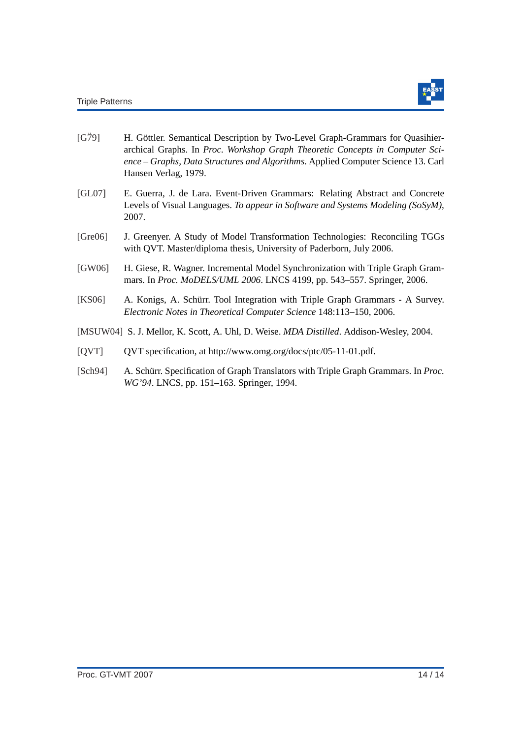[G79] H. Göttler. Semantical Description by Two-Level Graph-Grammars for Quasihierarchical Graphs. In *Proc. Workshop Graph Theoretic Concepts in Computer Science – Graphs, Data Structures and Algorithms*. Applied Computer Science 13. Carl Hansen Verlag, 1979.

[GL07] E. Guerra, J. de Lara. Event-Driven Grammars: Relating Abstract and Concrete Levels of Visual Languages. *To appear in Software and Systems Modeling (SoSyM)*, 2007.

[Gre06] J. Greenyer. A Study of Model Transformation Technologies: Reconciling TGGs with QVT. Master/diploma thesis, University of Paderborn, July 2006.

[GW06] H. Giese, R. Wagner. Incremental Model Synchronization with Triple Graph Grammars. In *Proc. MoDELS/UML 2006*. LNCS 4199, pp. 543–557. Springer, 2006.

[KS06] A. Konigs, A. Schürr. Tool Integration with Triple Graph Grammars - A Survey. *Electronic Notes in Theoretical Computer Science* 148:113–150, 2006.

[MSUW04] S. J. Mellor, K. Scott, A. Uhl, D. Weise. *MDA Distilled*. Addison-Wesley, 2004.

[QVT] QVT specification, at http://www.omg.org/docs/ptc/05-11-01.pdf.

[Sch94] A. Schürr. Specification of Graph Translators with Triple Graph Grammars. In *Proc. WG'94*. LNCS, pp. 151–163. Springer, 1994.